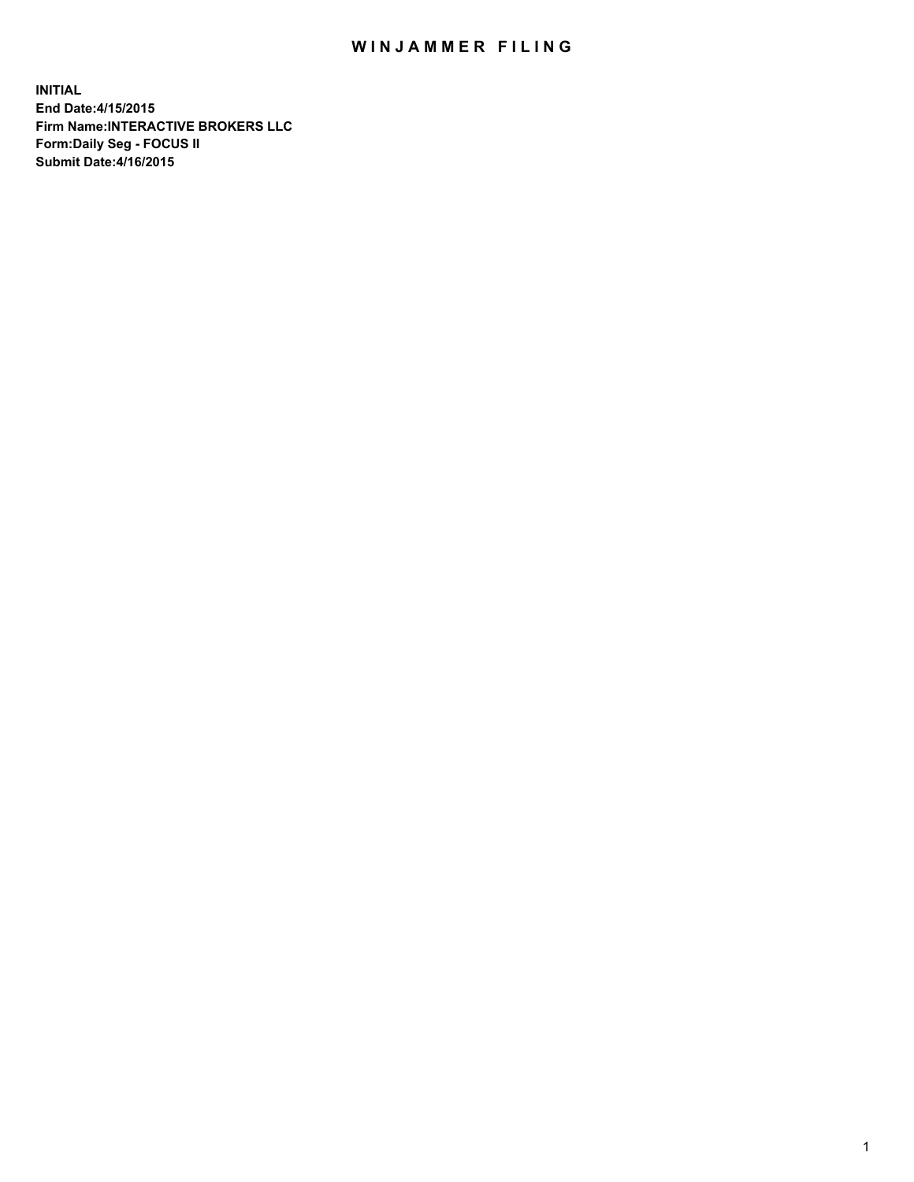# WINJAMMER FILING

**INITIAL**
**End Date:4/15/2015**
**Firm Name:INTERACTIVE BROKERS LLC**
**Form:Daily Seg - FOCUS II**
**Submit Date:4/16/2015**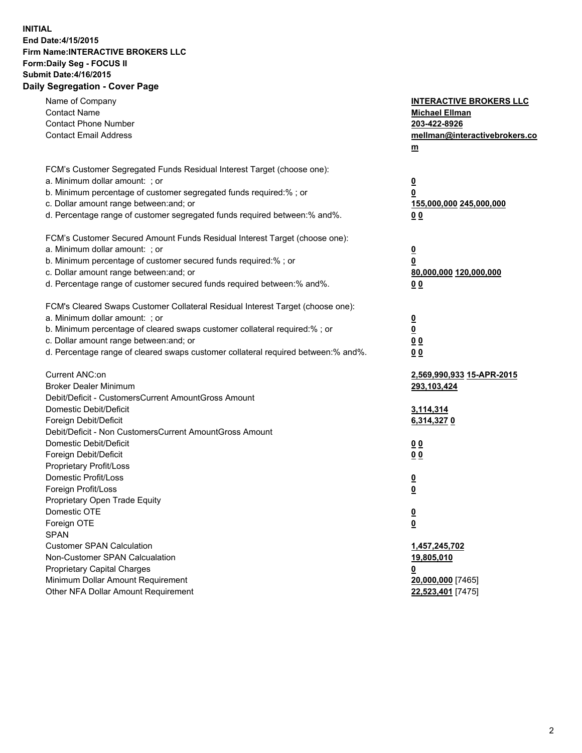**INITIAL**
**End Date:4/15/2015**
**Firm Name:INTERACTIVE BROKERS LLC**
**Form:Daily Seg - FOCUS II**
**Submit Date:4/16/2015**

## Daily Segregation - Cover Page

| | |
|---|---|
| Name of Company | **INTERACTIVE BROKERS LLC** |
| Contact Name | **Michael Ellman** |
| Contact Phone Number | **203-422-8926** |
| Contact Email Address | **mellman@interactivebrokers.com** |
| | |
| FCM's Customer Segregated Funds Residual Interest Target (choose one): | |
| a. Minimum dollar amount: ; or | **0** |
| b. Minimum percentage of customer segregated funds required:% ; or | **0** |
| c. Dollar amount range between:and; or | **155,000,000** **245,000,000** |
| d. Percentage range of customer segregated funds required between:% and%. | **0** **0** |
| | |
| FCM's Customer Secured Amount Funds Residual Interest Target (choose one): | |
| a. Minimum dollar amount: ; or | **0** |
| b. Minimum percentage of customer secured funds required:% ; or | **0** |
| c. Dollar amount range between:and; or | **80,000,000** **120,000,000** |
| d. Percentage range of customer secured funds required between:% and%. | **0** **0** |
| | |
| FCM's Cleared Swaps Customer Collateral Residual Interest Target (choose one): | |
| a. Minimum dollar amount: ; or | **0** |
| b. Minimum percentage of cleared swaps customer collateral required:% ; or | **0** |
| c. Dollar amount range between:and; or | **0** **0** |
| d. Percentage range of cleared swaps customer collateral required between:% and%. | **0** **0** |
| | |
| Current ANC:on | **2,569,990,933** **15-APR-2015** |
| Broker Dealer Minimum | **293,103,424** |
| Debit/Deficit - CustomersCurrent AmountGross Amount | |
| Domestic Debit/Deficit | **3,114,314** |
| Foreign Debit/Deficit | **6,314,327** **0** |
| Debit/Deficit - Non CustomersCurrent AmountGross Amount | |
| Domestic Debit/Deficit | **0** **0** |
| Foreign Debit/Deficit | **0** **0** |
| Proprietary Profit/Loss | |
| Domestic Profit/Loss | **0** |
| Foreign Profit/Loss | **0** |
| Proprietary Open Trade Equity | |
| Domestic OTE | **0** |
| Foreign OTE | **0** |
| SPAN | |
| Customer SPAN Calculation | **1,457,245,702** |
| Non-Customer SPAN Calcualation | **19,805,010** |
| Proprietary Capital Charges | **0** |
| Minimum Dollar Amount Requirement | **20,000,000** [7465] |
| Other NFA Dollar Amount Requirement | **22,523,401** [7475] |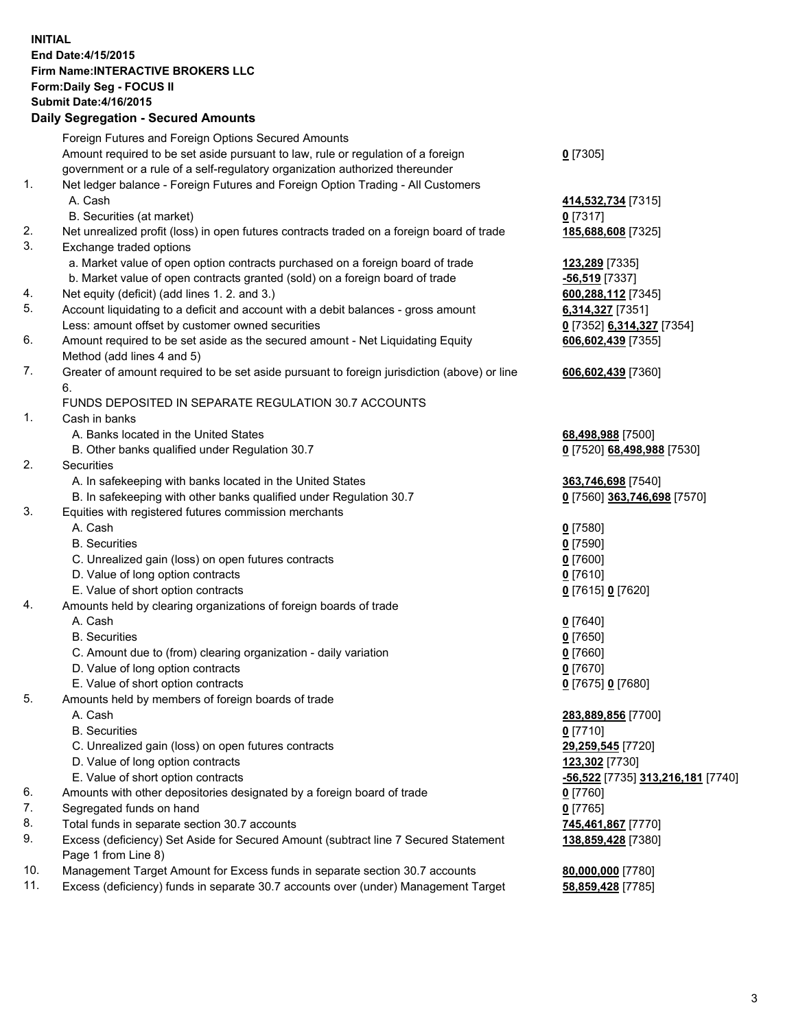**INITIAL**
**End Date:4/15/2015**
**Firm Name:INTERACTIVE BROKERS LLC**
**Form:Daily Seg - FOCUS II**
**Submit Date:4/16/2015**

## Daily Segregation - Secured Amounts

| | | |
|---|---|---|
| | Foreign Futures and Foreign Options Secured Amounts | |
| | Amount required to be set aside pursuant to law, rule or regulation of a foreign government or a rule of a self-regulatory organization authorized thereunder | **0** [7305] |
| 1. | Net ledger balance - Foreign Futures and Foreign Option Trading - All Customers | |
| | A. Cash | **414,532,734** [7315] |
| | B. Securities (at market) | **0** [7317] |
| 2. | Net unrealized profit (loss) in open futures contracts traded on a foreign board of trade | **185,688,608** [7325] |
| 3. | Exchange traded options | |
| | a. Market value of open option contracts purchased on a foreign board of trade | **123,289** [7335] |
| | b. Market value of open contracts granted (sold) on a foreign board of trade | **-56,519** [7337] |
| 4. | Net equity (deficit) (add lines 1. 2. and 3.) | **600,288,112** [7345] |
| 5. | Account liquidating to a deficit and account with a debit balances - gross amount | **6,314,327** [7351] |
| | Less: amount offset by customer owned securities | **0** [7352] **6,314,327** [7354] |
| 6. | Amount required to be set aside as the secured amount - Net Liquidating Equity Method (add lines 4 and 5) | **606,602,439** [7355] |
| 7. | Greater of amount required to be set aside pursuant to foreign jurisdiction (above) or line 6. | **606,602,439** [7360] |
| | FUNDS DEPOSITED IN SEPARATE REGULATION 30.7 ACCOUNTS | |
| 1. | Cash in banks | |
| | A. Banks located in the United States | **68,498,988** [7500] |
| | B. Other banks qualified under Regulation 30.7 | **0** [7520] **68,498,988** [7530] |
| 2. | Securities | |
| | A. In safekeeping with banks located in the United States | **363,746,698** [7540] |
| | B. In safekeeping with other banks qualified under Regulation 30.7 | **0** [7560] **363,746,698** [7570] |
| 3. | Equities with registered futures commission merchants | |
| | A. Cash | **0** [7580] |
| | B. Securities | **0** [7590] |
| | C. Unrealized gain (loss) on open futures contracts | **0** [7600] |
| | D. Value of long option contracts | **0** [7610] |
| | E. Value of short option contracts | **0** [7615] **0** [7620] |
| 4. | Amounts held by clearing organizations of foreign boards of trade | |
| | A. Cash | **0** [7640] |
| | B. Securities | **0** [7650] |
| | C. Amount due to (from) clearing organization - daily variation | **0** [7660] |
| | D. Value of long option contracts | **0** [7670] |
| | E. Value of short option contracts | **0** [7675] **0** [7680] |
| 5. | Amounts held by members of foreign boards of trade | |
| | A. Cash | **283,889,856** [7700] |
| | B. Securities | **0** [7710] |
| | C. Unrealized gain (loss) on open futures contracts | **29,259,545** [7720] |
| | D. Value of long option contracts | **123,302** [7730] |
| | E. Value of short option contracts | **-56,522** [7735] **313,216,181** [7740] |
| 6. | Amounts with other depositories designated by a foreign board of trade | **0** [7760] |
| 7. | Segregated funds on hand | **0** [7765] |
| 8. | Total funds in separate section 30.7 accounts | **745,461,867** [7770] |
| 9. | Excess (deficiency) Set Aside for Secured Amount (subtract line 7 Secured Statement Page 1 from Line 8) | **138,859,428** [7380] |
| 10. | Management Target Amount for Excess funds in separate section 30.7 accounts | **80,000,000** [7780] |
| 11. | Excess (deficiency) funds in separate 30.7 accounts over (under) Management Target | **58,859,428** [7785] |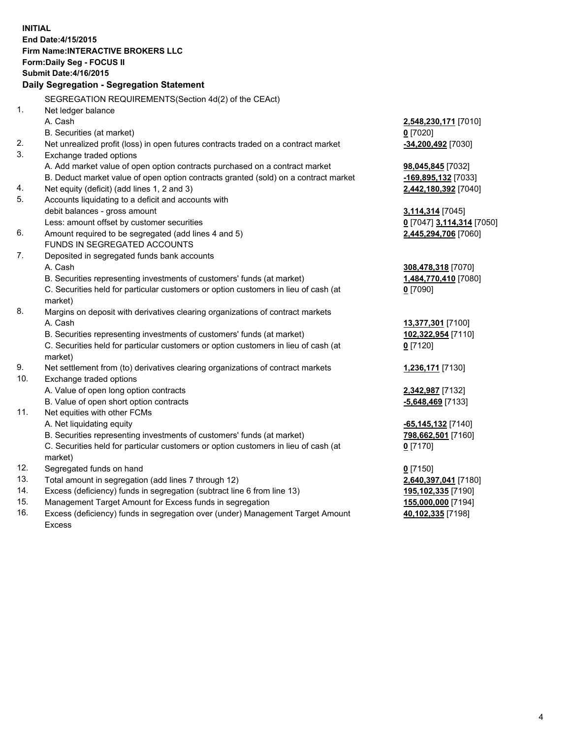**INITIAL**
**End Date:4/15/2015**
**Firm Name:INTERACTIVE BROKERS LLC**
**Form:Daily Seg - FOCUS II**
**Submit Date:4/16/2015**

## Daily Segregation - Segregation Statement

SEGREGATION REQUIREMENTS(Section 4d(2) of the CEAct)

| | | |
|---|---|---|
| 1. | Net ledger balance | |
| | A. Cash | **2,548,230,171** [7010] |
| | B. Securities (at market) | **0** [7020] |
| 2. | Net unrealized profit (loss) in open futures contracts traded on a contract market | **-34,200,492** [7030] |
| 3. | Exchange traded options | |
| | A. Add market value of open option contracts purchased on a contract market | **98,045,845** [7032] |
| | B. Deduct market value of open option contracts granted (sold) on a contract market | **-169,895,132** [7033] |
| 4. | Net equity (deficit) (add lines 1, 2 and 3) | **2,442,180,392** [7040] |
| 5. | Accounts liquidating to a deficit and accounts with debit balances - gross amount | **3,114,314** [7045] |
| | Less: amount offset by customer securities | **0** [7047] **3,114,314** [7050] |
| 6. | Amount required to be segregated (add lines 4 and 5) | **2,445,294,706** [7060] |
| | FUNDS IN SEGREGATED ACCOUNTS | |
| 7. | Deposited in segregated funds bank accounts | |
| | A. Cash | **308,478,318** [7070] |
| | B. Securities representing investments of customers' funds (at market) | **1,484,770,410** [7080] |
| | C. Securities held for particular customers or option customers in lieu of cash (at market) | **0** [7090] |
| 8. | Margins on deposit with derivatives clearing organizations of contract markets | |
| | A. Cash | **13,377,301** [7100] |
| | B. Securities representing investments of customers' funds (at market) | **102,322,954** [7110] |
| | C. Securities held for particular customers or option customers in lieu of cash (at market) | **0** [7120] |
| 9. | Net settlement from (to) derivatives clearing organizations of contract markets | **1,236,171** [7130] |
| 10. | Exchange traded options | |
| | A. Value of open long option contracts | **2,342,987** [7132] |
| | B. Value of open short option contracts | **-5,648,469** [7133] |
| 11. | Net equities with other FCMs | |
| | A. Net liquidating equity | **-65,145,132** [7140] |
| | B. Securities representing investments of customers' funds (at market) | **798,662,501** [7160] |
| | C. Securities held for particular customers or option customers in lieu of cash (at market) | **0** [7170] |
| 12. | Segregated funds on hand | **0** [7150] |
| 13. | Total amount in segregation (add lines 7 through 12) | **2,640,397,041** [7180] |
| 14. | Excess (deficiency) funds in segregation (subtract line 6 from line 13) | **195,102,335** [7190] |
| 15. | Management Target Amount for Excess funds in segregation | **155,000,000** [7194] |
| 16. | Excess (deficiency) funds in segregation over (under) Management Target Amount Excess | **40,102,335** [7198] |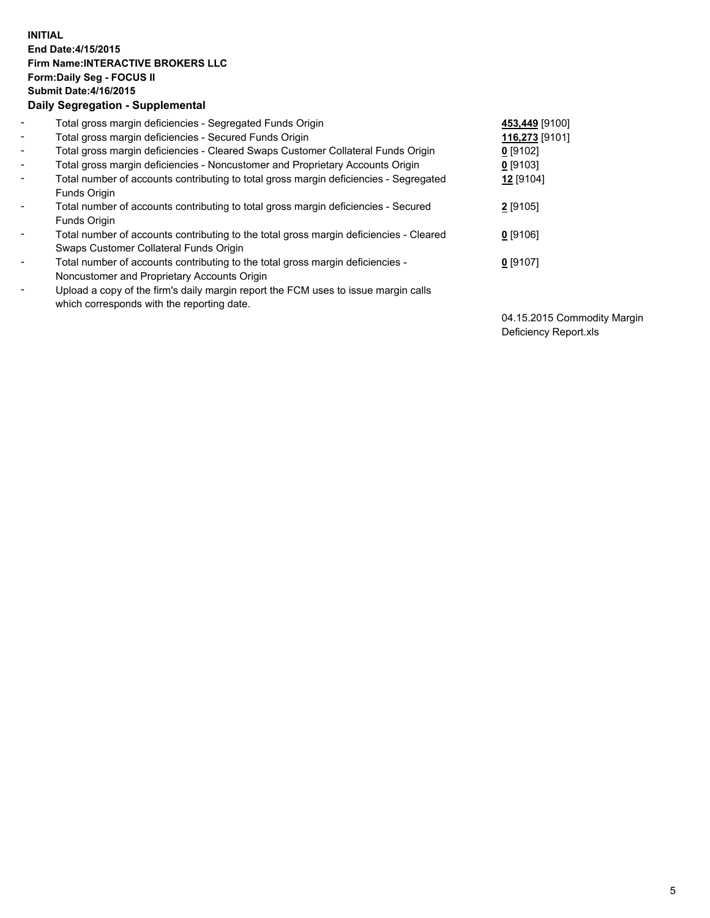**INITIAL**
**End Date:4/15/2015**
**Firm Name:INTERACTIVE BROKERS LLC**
**Form:Daily Seg - FOCUS II**
**Submit Date:4/16/2015**

### Daily Segregation - Supplemental

| | | |
|---|---|---|
| - | Total gross margin deficiencies - Segregated Funds Origin | **453,449** [9100] |
| - | Total gross margin deficiencies - Secured Funds Origin | **116,273** [9101] |
| - | Total gross margin deficiencies - Cleared Swaps Customer Collateral Funds Origin | **0** [9102] |
| - | Total gross margin deficiencies - Noncustomer and Proprietary Accounts Origin | **0** [9103] |
| - | Total number of accounts contributing to total gross margin deficiencies - Segregated Funds Origin | **12** [9104] |
| - | Total number of accounts contributing to total gross margin deficiencies - Secured Funds Origin | **2** [9105] |
| - | Total number of accounts contributing to the total gross margin deficiencies - Cleared Swaps Customer Collateral Funds Origin | **0** [9106] |
| - | Total number of accounts contributing to the total gross margin deficiencies - Noncustomer and Proprietary Accounts Origin | **0** [9107] |
| - | Upload a copy of the firm's daily margin report the FCM uses to issue margin calls which corresponds with the reporting date. | 04.15.2015 Commodity Margin Deficiency Report.xls |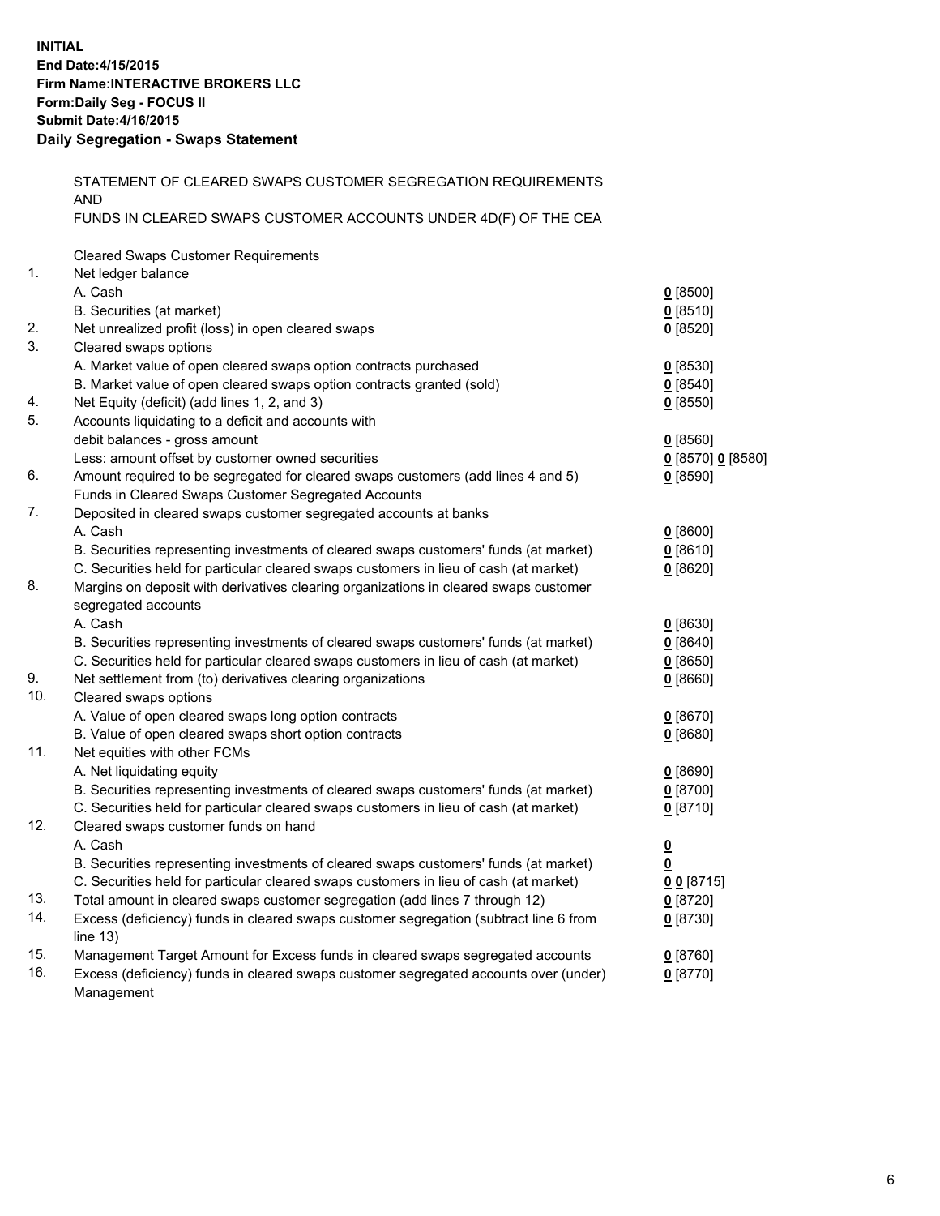**INITIAL**
**End Date:4/15/2015**
**Firm Name:INTERACTIVE BROKERS LLC**
**Form:Daily Seg - FOCUS II**
**Submit Date:4/16/2015**
**Daily Segregation - Swaps Statement**

STATEMENT OF CLEARED SWAPS CUSTOMER SEGREGATION REQUIREMENTS AND FUNDS IN CLEARED SWAPS CUSTOMER ACCOUNTS UNDER 4D(F) OF THE CEA

| | | |
|---|---|---|
| | Cleared Swaps Customer Requirements | |
| 1. | Net ledger balance | |
| | A. Cash | **0** [8500] |
| | B. Securities (at market) | **0** [8510] |
| 2. | Net unrealized profit (loss) in open cleared swaps | **0** [8520] |
| 3. | Cleared swaps options | |
| | A. Market value of open cleared swaps option contracts purchased | **0** [8530] |
| | B. Market value of open cleared swaps option contracts granted (sold) | **0** [8540] |
| 4. | Net Equity (deficit) (add lines 1, 2, and 3) | **0** [8550] |
| 5. | Accounts liquidating to a deficit and accounts with | |
| | debit balances - gross amount | **0** [8560] |
| | Less: amount offset by customer owned securities | **0** [8570] **0** [8580] |
| 6. | Amount required to be segregated for cleared swaps customers (add lines 4 and 5) | **0** [8590] |
| | Funds in Cleared Swaps Customer Segregated Accounts | |
| 7. | Deposited in cleared swaps customer segregated accounts at banks | |
| | A. Cash | **0** [8600] |
| | B. Securities representing investments of cleared swaps customers' funds (at market) | **0** [8610] |
| | C. Securities held for particular cleared swaps customers in lieu of cash (at market) | **0** [8620] |
| 8. | Margins on deposit with derivatives clearing organizations in cleared swaps customer segregated accounts | |
| | A. Cash | **0** [8630] |
| | B. Securities representing investments of cleared swaps customers' funds (at market) | **0** [8640] |
| | C. Securities held for particular cleared swaps customers in lieu of cash (at market) | **0** [8650] |
| 9. | Net settlement from (to) derivatives clearing organizations | **0** [8660] |
| 10. | Cleared swaps options | |
| | A. Value of open cleared swaps long option contracts | **0** [8670] |
| | B. Value of open cleared swaps short option contracts | **0** [8680] |
| 11. | Net equities with other FCMs | |
| | A. Net liquidating equity | **0** [8690] |
| | B. Securities representing investments of cleared swaps customers' funds (at market) | **0** [8700] |
| | C. Securities held for particular cleared swaps customers in lieu of cash (at market) | **0** [8710] |
| 12. | Cleared swaps customer funds on hand | |
| | A. Cash | **0** |
| | B. Securities representing investments of cleared swaps customers' funds (at market) | **0** |
| | C. Securities held for particular cleared swaps customers in lieu of cash (at market) | **0** **0** [8715] |
| 13. | Total amount in cleared swaps customer segregation (add lines 7 through 12) | **0** [8720] |
| 14. | Excess (deficiency) funds in cleared swaps customer segregation (subtract line 6 from line 13) | **0** [8730] |
| 15. | Management Target Amount for Excess funds in cleared swaps segregated accounts | **0** [8760] |
| 16. | Excess (deficiency) funds in cleared swaps customer segregated accounts over (under) Management | **0** [8770] |